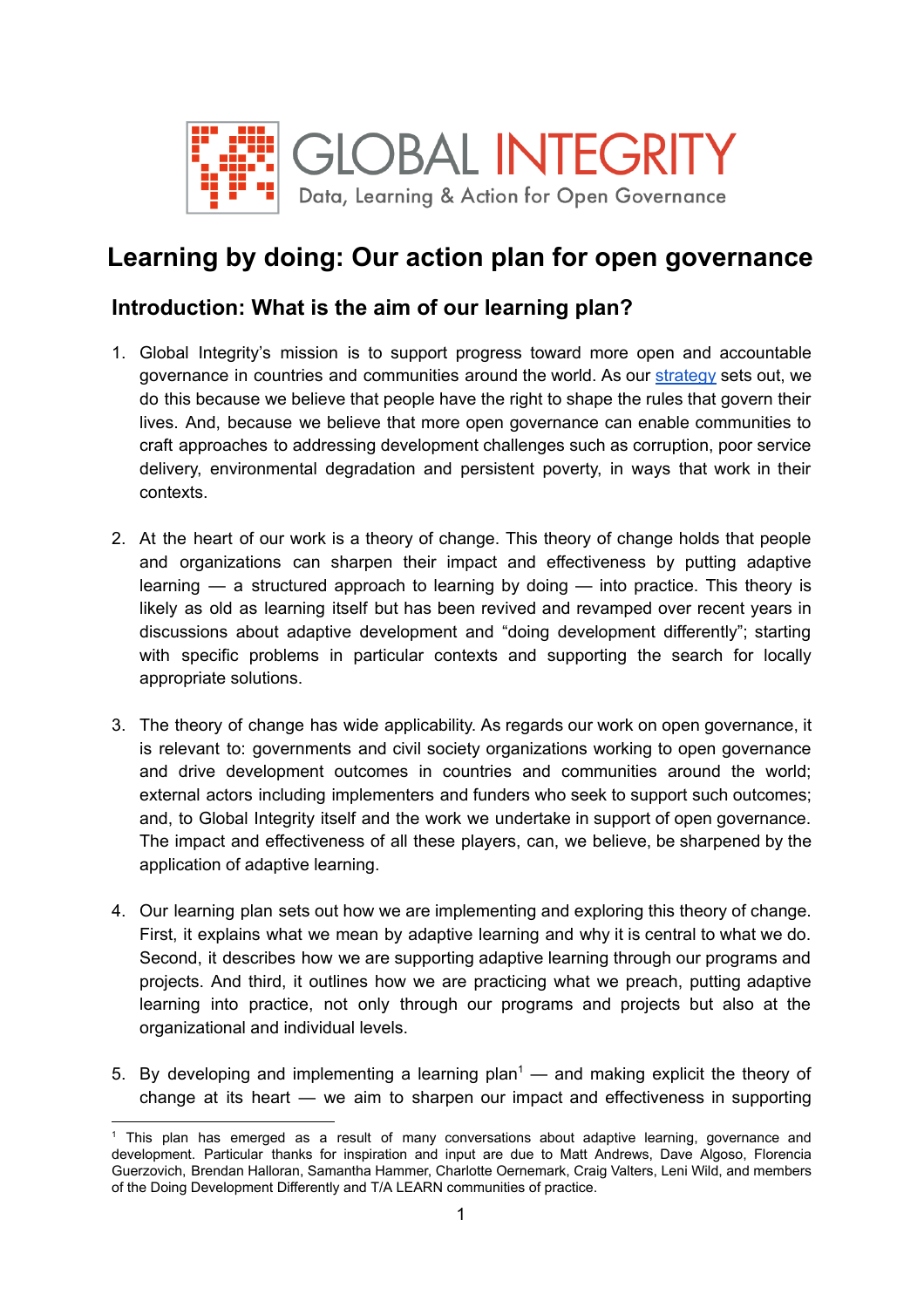GLOBAL INTEGRITY

Data, Learning & Action for Open Governance

# Learning by doing: Our action plan for open governance

## Introduction: What is the aim of our learning plan?

1. Global Integrity's mission is to support progress toward more open and accountable governance in countries and communities around the world. As our [strategy](strategy) sets out, we do this because we believe that people have the right to shape the rules that govern their lives. And, because we believe that more open governance can enable communities to craft approaches to addressing development challenges such as corruption, poor service delivery, environmental degradation and persistent poverty, in ways that work in their contexts.

2. At the heart of our work is a theory of change. This theory of change holds that people and organizations can sharpen their impact and effectiveness by putting adaptive learning — a structured approach to learning by doing — into practice. This theory is likely as old as learning itself but has been revived and revamped over recent years in discussions about adaptive development and "doing development differently"; starting with specific problems in particular contexts and supporting the search for locally appropriate solutions.

3. The theory of change has wide applicability. As regards our work on open governance, it is relevant to: governments and civil society organizations working to open governance and drive development outcomes in countries and communities around the world; external actors including implementers and funders who seek to support such outcomes; and, to Global Integrity itself and the work we undertake in support of open governance. The impact and effectiveness of all these players, can, we believe, be sharpened by the application of adaptive learning.

4. Our learning plan sets out how we are implementing and exploring this theory of change. First, it explains what we mean by adaptive learning and why it is central to what we do. Second, it describes how we are supporting adaptive learning through our programs and projects. And third, it outlines how we are practicing what we preach, putting adaptive learning into practice, not only through our programs and projects but also at the organizational and individual levels.

5. By developing and implementing a learning plan[1] — and making explicit the theory of change at its heart — we aim to sharpen our impact and effectiveness in supporting

[1] This plan has emerged as a result of many conversations about adaptive learning, governance and development. Particular thanks for inspiration and input are due to Matt Andrews, Dave Algoso, Florencia Guerzovich, Brendan Halloran, Samantha Hammer, Charlotte Oernemark, Craig Valters, Leni Wild, and members of the Doing Development Differently and T/A LEARN communities of practice.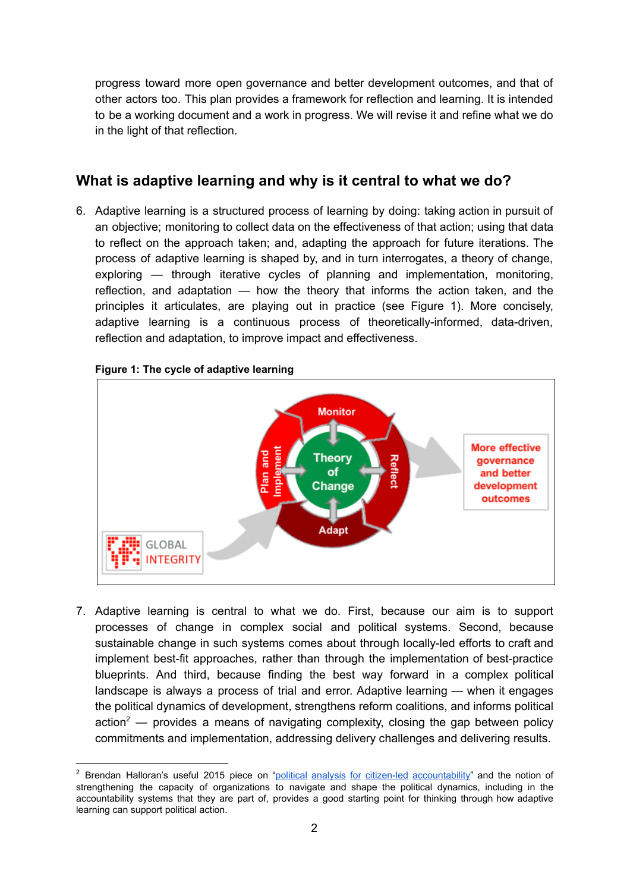progress toward more open governance and better development outcomes, and that of other actors too. This plan provides a framework for reflection and learning. It is intended to be a working document and a work in progress. We will revise it and refine what we do in the light of that reflection.

## What is adaptive learning and why is it central to what we do?

6. Adaptive learning is a structured process of learning by doing: taking action in pursuit of an objective; monitoring to collect data on the effectiveness of that action; using that data to reflect on the approach taken; and, adapting the approach for future iterations. The process of adaptive learning is shaped by, and in turn interrogates, a theory of change, exploring — through iterative cycles of planning and implementation, monitoring, reflection, and adaptation — how the theory that informs the action taken, and the principles it articulates, are playing out in practice (see Figure 1). More concisely, adaptive learning is a continuous process of theoretically-informed, data-driven, reflection and adaptation, to improve impact and effectiveness.

**Figure 1: The cycle of adaptive learning**

7. Adaptive learning is central to what we do. First, because our aim is to support processes of change in complex social and political systems. Second, because sustainable change in such systems comes about through locally-led efforts to craft and implement best-fit approaches, rather than through the implementation of best-practice blueprints. And third, because finding the best way forward in a complex political landscape is always a process of trial and error. Adaptive learning — when it engages the political dynamics of development, strengthens reform coalitions, and informs political action[2] — provides a means of navigating complexity, closing the gap between policy commitments and implementation, addressing delivery challenges and delivering results.

---

[2] Brendan Halloran's useful 2015 piece on "political analysis for citizen-led accountability" and the notion of strengthening the capacity of organizations to navigate and shape the political dynamics, including in the accountability systems that they are part of, provides a good starting point for thinking through how adaptive learning can support political action.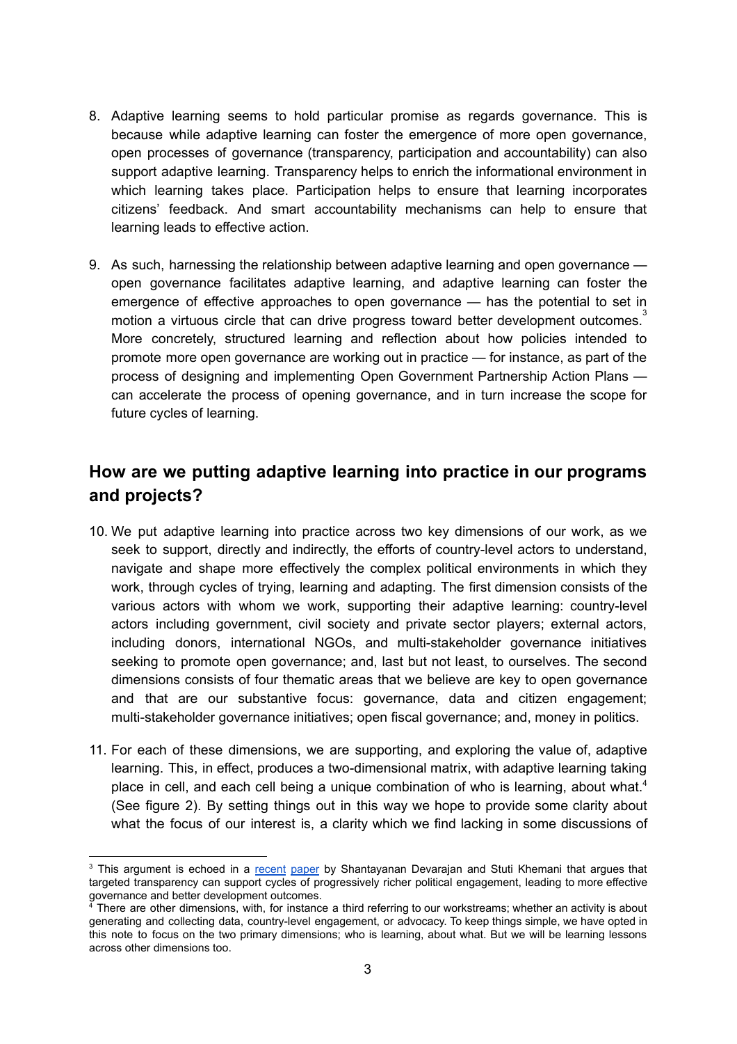8. Adaptive learning seems to hold particular promise as regards governance. This is because while adaptive learning can foster the emergence of more open governance, open processes of governance (transparency, participation and accountability) can also support adaptive learning. Transparency helps to enrich the informational environment in which learning takes place. Participation helps to ensure that learning incorporates citizens' feedback. And smart accountability mechanisms can help to ensure that learning leads to effective action.

9. As such, harnessing the relationship between adaptive learning and open governance — open governance facilitates adaptive learning, and adaptive learning can foster the emergence of effective approaches to open governance — has the potential to set in motion a virtuous circle that can drive progress toward better development outcomes.[3] More concretely, structured learning and reflection about how policies intended to promote more open governance are working out in practice — for instance, as part of the process of designing and implementing Open Government Partnership Action Plans — can accelerate the process of opening governance, and in turn increase the scope for future cycles of learning.

## How are we putting adaptive learning into practice in our programs and projects?

10. We put adaptive learning into practice across two key dimensions of our work, as we seek to support, directly and indirectly, the efforts of country-level actors to understand, navigate and shape more effectively the complex political environments in which they work, through cycles of trying, learning and adapting. The first dimension consists of the various actors with whom we work, supporting their adaptive learning: country-level actors including government, civil society and private sector players; external actors, including donors, international NGOs, and multi-stakeholder governance initiatives seeking to promote open governance; and, last but not least, to ourselves. The second dimensions consists of four thematic areas that we believe are key to open governance and that are our substantive focus: governance, data and citizen engagement; multi-stakeholder governance initiatives; open fiscal governance; and, money in politics.

11. For each of these dimensions, we are supporting, and exploring the value of, adaptive learning. This, in effect, produces a two-dimensional matrix, with adaptive learning taking place in cell, and each cell being a unique combination of who is learning, about what.[4] (See figure 2). By setting things out in this way we hope to provide some clarity about what the focus of our interest is, a clarity which we find lacking in some discussions of

---

[3] This argument is echoed in a recent paper by Shantayanan Devarajan and Stuti Khemani that argues that targeted transparency can support cycles of progressively richer political engagement, leading to more effective governance and better development outcomes.

[4] There are other dimensions, with, for instance a third referring to our workstreams; whether an activity is about generating and collecting data, country-level engagement, or advocacy. To keep things simple, we have opted in this note to focus on the two primary dimensions; who is learning, about what. But we will be learning lessons across other dimensions too.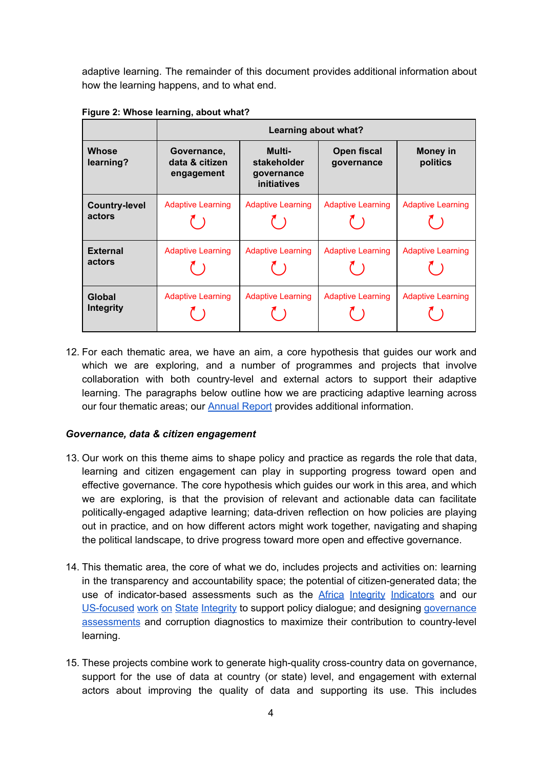adaptive learning. The remainder of this document provides additional information about how the learning happens, and to what end.

**Figure 2: Whose learning, about what?**

| | **Learning about what?** | | | |
|---|---|---|---|---|
| **Whose learning?** | **Governance, data & citizen engagement** | **Multi-stakeholder governance initiatives** | **Open fiscal governance** | **Money in politics** |
| **Country-level actors** | Adaptive Learning ↻ | Adaptive Learning ↻ | Adaptive Learning ↻ | Adaptive Learning ↻ |
| **External actors** | Adaptive Learning ↻ | Adaptive Learning ↻ | Adaptive Learning ↻ | Adaptive Learning ↻ |
| **Global Integrity** | Adaptive Learning ↻ | Adaptive Learning ↻ | Adaptive Learning ↻ | Adaptive Learning ↻ |

12. For each thematic area, we have an aim, a core hypothesis that guides our work and which we are exploring, and a number of programmes and projects that involve collaboration with both country-level and external actors to support their adaptive learning. The paragraphs below outline how we are practicing adaptive learning across our four thematic areas; our Annual Report provides additional information.

***Governance, data & citizen engagement***

13. Our work on this theme aims to shape policy and practice as regards the role that data, learning and citizen engagement can play in supporting progress toward open and effective governance. The core hypothesis which guides our work in this area, and which we are exploring, is that the provision of relevant and actionable data can facilitate politically-engaged adaptive learning; data-driven reflection on how policies are playing out in practice, and on how different actors might work together, navigating and shaping the political landscape, to drive progress toward more open and effective governance.

14. This thematic area, the core of what we do, includes projects and activities on: learning in the transparency and accountability space; the potential of citizen-generated data; the use of indicator-based assessments such as the Africa Integrity Indicators and our US-focused work on State Integrity to support policy dialogue; and designing governance assessments and corruption diagnostics to maximize their contribution to country-level learning.

15. These projects combine work to generate high-quality cross-country data on governance, support for the use of data at country (or state) level, and engagement with external actors about improving the quality of data and supporting its use. This includes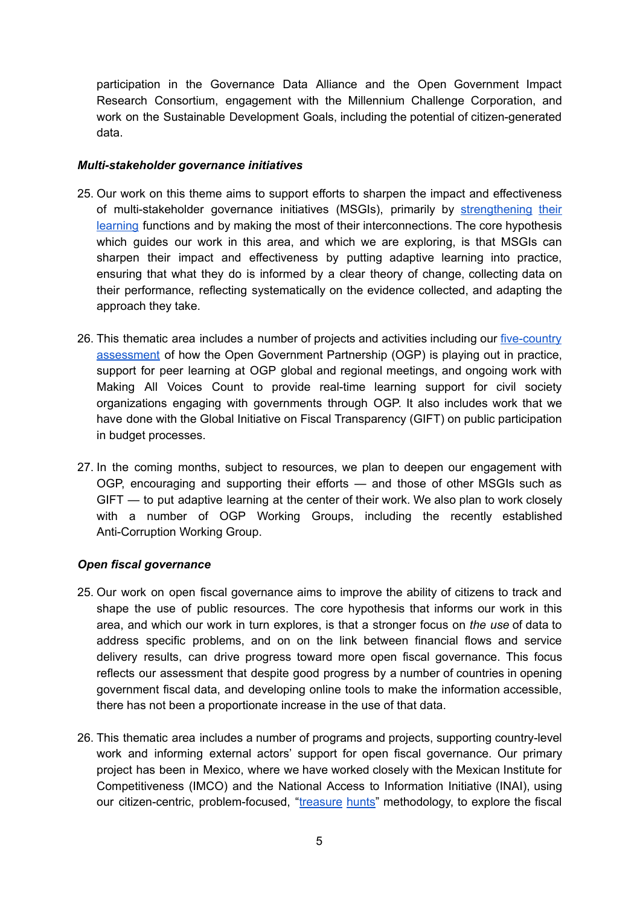participation in the Governance Data Alliance and the Open Government Impact Research Consortium, engagement with the Millennium Challenge Corporation, and work on the Sustainable Development Goals, including the potential of citizen-generated data.

***Multi-stakeholder governance initiatives***

25. Our work on this theme aims to support efforts to sharpen the impact and effectiveness of multi-stakeholder governance initiatives (MSGIs), primarily by strengthening their learning functions and by making the most of their interconnections. The core hypothesis which guides our work in this area, and which we are exploring, is that MSGIs can sharpen their impact and effectiveness by putting adaptive learning into practice, ensuring that what they do is informed by a clear theory of change, collecting data on their performance, reflecting systematically on the evidence collected, and adapting the approach they take.

26. This thematic area includes a number of projects and activities including our five-country assessment of how the Open Government Partnership (OGP) is playing out in practice, support for peer learning at OGP global and regional meetings, and ongoing work with Making All Voices Count to provide real-time learning support for civil society organizations engaging with governments through OGP. It also includes work that we have done with the Global Initiative on Fiscal Transparency (GIFT) on public participation in budget processes.

27. In the coming months, subject to resources, we plan to deepen our engagement with OGP, encouraging and supporting their efforts — and those of other MSGIs such as GIFT — to put adaptive learning at the center of their work. We also plan to work closely with a number of OGP Working Groups, including the recently established Anti-Corruption Working Group.

***Open fiscal governance***

25. Our work on open fiscal governance aims to improve the ability of citizens to track and shape the use of public resources. The core hypothesis that informs our work in this area, and which our work in turn explores, is that a stronger focus on *the use* of data to address specific problems, and on on the link between financial flows and service delivery results, can drive progress toward more open fiscal governance. This focus reflects our assessment that despite good progress by a number of countries in opening government fiscal data, and developing online tools to make the information accessible, there has not been a proportionate increase in the use of that data.

26. This thematic area includes a number of programs and projects, supporting country-level work and informing external actors' support for open fiscal governance. Our primary project has been in Mexico, where we have worked closely with the Mexican Institute for Competitiveness (IMCO) and the National Access to Information Initiative (INAI), using our citizen-centric, problem-focused, "treasure hunts" methodology, to explore the fiscal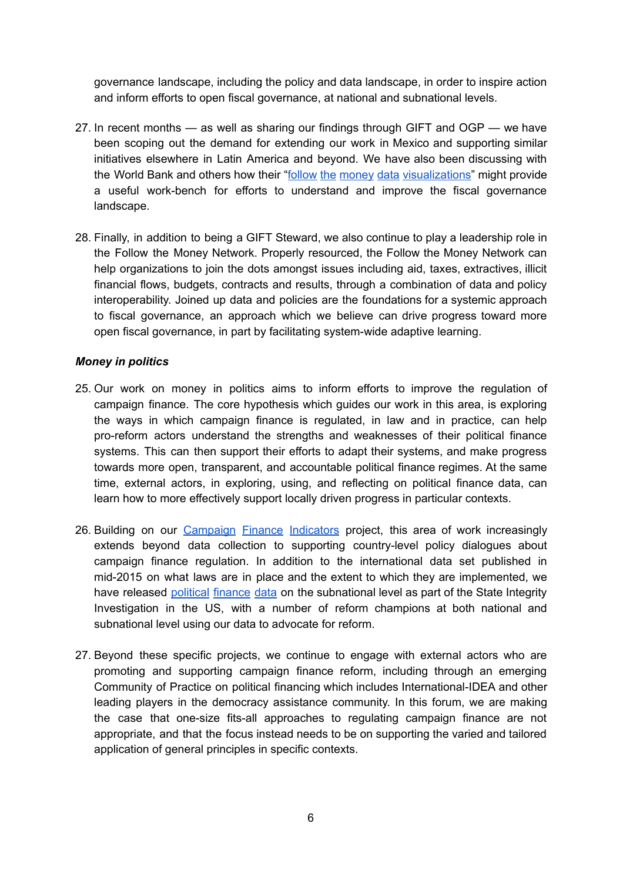governance landscape, including the policy and data landscape, in order to inspire action and inform efforts to open fiscal governance, at national and subnational levels.

27. In recent months — as well as sharing our findings through GIFT and OGP — we have been scoping out the demand for extending our work in Mexico and supporting similar initiatives elsewhere in Latin America and beyond. We have also been discussing with the World Bank and others how their "follow the money data visualizations" might provide a useful work-bench for efforts to understand and improve the fiscal governance landscape.

28. Finally, in addition to being a GIFT Steward, we also continue to play a leadership role in the Follow the Money Network. Properly resourced, the Follow the Money Network can help organizations to join the dots amongst issues including aid, taxes, extractives, illicit financial flows, budgets, contracts and results, through a combination of data and policy interoperability. Joined up data and policies are the foundations for a systemic approach to fiscal governance, an approach which we believe can drive progress toward more open fiscal governance, in part by facilitating system-wide adaptive learning.

***Money in politics***

25. Our work on money in politics aims to inform efforts to improve the regulation of campaign finance. The core hypothesis which guides our work in this area, is exploring the ways in which campaign finance is regulated, in law and in practice, can help pro-reform actors understand the strengths and weaknesses of their political finance systems. This can then support their efforts to adapt their systems, and make progress towards more open, transparent, and accountable political finance regimes. At the same time, external actors, in exploring, using, and reflecting on political finance data, can learn how to more effectively support locally driven progress in particular contexts.

26. Building on our Campaign Finance Indicators project, this area of work increasingly extends beyond data collection to supporting country-level policy dialogues about campaign finance regulation. In addition to the international data set published in mid-2015 on what laws are in place and the extent to which they are implemented, we have released political finance data on the subnational level as part of the State Integrity Investigation in the US, with a number of reform champions at both national and subnational level using our data to advocate for reform.

27. Beyond these specific projects, we continue to engage with external actors who are promoting and supporting campaign finance reform, including through an emerging Community of Practice on political financing which includes International-IDEA and other leading players in the democracy assistance community. In this forum, we are making the case that one-size fits-all approaches to regulating campaign finance are not appropriate, and that the focus instead needs to be on supporting the varied and tailored application of general principles in specific contexts.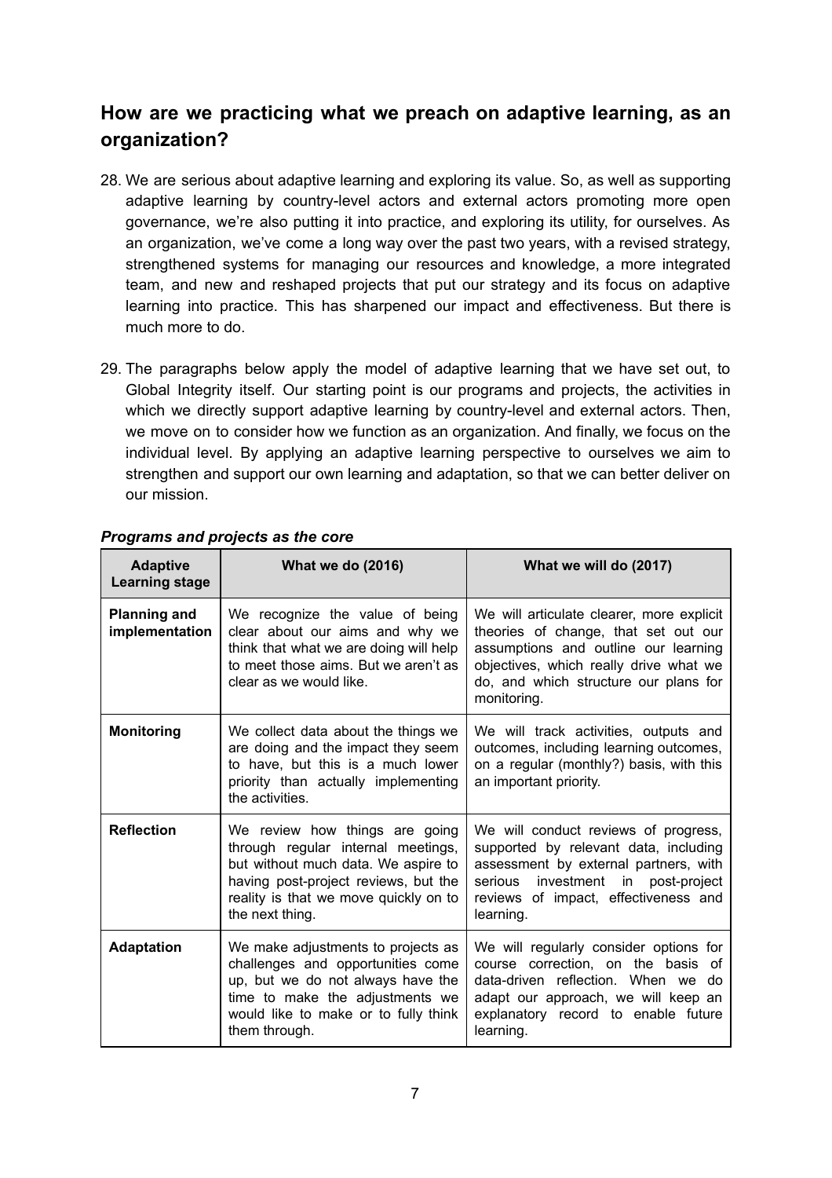## How are we practicing what we preach on adaptive learning, as an organization?

28. We are serious about adaptive learning and exploring its value. So, as well as supporting adaptive learning by country-level actors and external actors promoting more open governance, we're also putting it into practice, and exploring its utility, for ourselves. As an organization, we've come a long way over the past two years, with a revised strategy, strengthened systems for managing our resources and knowledge, a more integrated team, and new and reshaped projects that put our strategy and its focus on adaptive learning into practice. This has sharpened our impact and effectiveness. But there is much more to do.

29. The paragraphs below apply the model of adaptive learning that we have set out, to Global Integrity itself. Our starting point is our programs and projects, the activities in which we directly support adaptive learning by country-level and external actors. Then, we move on to consider how we function as an organization. And finally, we focus on the individual level. By applying an adaptive learning perspective to ourselves we aim to strengthen and support our own learning and adaptation, so that we can better deliver on our mission.

***Programs and projects as the core***

| Adaptive Learning stage | What we do (2016) | What we will do (2017) |
|---|---|---|
| **Planning and implementation** | We recognize the value of being clear about our aims and why we think that what we are doing will help to meet those aims. But we aren't as clear as we would like. | We will articulate clearer, more explicit theories of change, that set out our assumptions and outline our learning objectives, which really drive what we do, and which structure our plans for monitoring. |
| **Monitoring** | We collect data about the things we are doing and the impact they seem to have, but this is a much lower priority than actually implementing the activities. | We will track activities, outputs and outcomes, including learning outcomes, on a regular (monthly?) basis, with this an important priority. |
| **Reflection** | We review how things are going through regular internal meetings, but without much data. We aspire to having post-project reviews, but the reality is that we move quickly on to the next thing. | We will conduct reviews of progress, supported by relevant data, including assessment by external partners, with serious investment in post-project reviews of impact, effectiveness and learning. |
| **Adaptation** | We make adjustments to projects as challenges and opportunities come up, but we do not always have the time to make the adjustments we would like to make or to fully think them through. | We will regularly consider options for course correction, on the basis of data-driven reflection. When we do adapt our approach, we will keep an explanatory record to enable future learning. |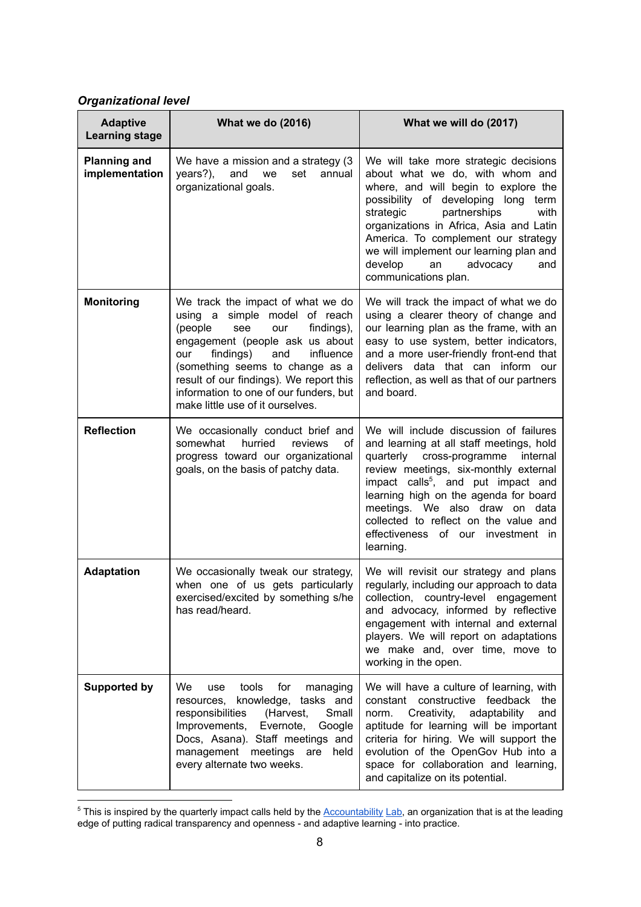***Organizational level***

| Adaptive Learning stage | What we do (2016) | What we will do (2017) |
|---|---|---|
| **Planning and implementation** | We have a mission and a strategy (3 years?), and we set annual organizational goals. | We will take more strategic decisions about what we do, with whom and where, and will begin to explore the possibility of developing long term strategic partnerships with organizations in Africa, Asia and Latin America. To complement our strategy we will implement our learning plan and develop an advocacy and communications plan. |
| **Monitoring** | We track the impact of what we do using a simple model of reach (people see our findings), engagement (people ask us about our findings) and influence (something seems to change as a result of our findings). We report this information to one of our funders, but make little use of it ourselves. | We will track the impact of what we do using a clearer theory of change and our learning plan as the frame, with an easy to use system, better indicators, and a more user-friendly front-end that delivers data that can inform our reflection, as well as that of our partners and board. |
| **Reflection** | We occasionally conduct brief and somewhat hurried reviews of progress toward our organizational goals, on the basis of patchy data. | We will include discussion of failures and learning at all staff meetings, hold quarterly cross-programme internal review meetings, six-monthly external impact calls[5], and put impact and learning high on the agenda for board meetings. We also draw on data collected to reflect on the value and effectiveness of our investment in learning. |
| **Adaptation** | We occasionally tweak our strategy, when one of us gets particularly exercised/excited by something s/he has read/heard. | We will revisit our strategy and plans regularly, including our approach to data collection, country-level engagement and advocacy, informed by reflective engagement with internal and external players. We will report on adaptations we make and, over time, move to working in the open. |
| **Supported by** | We use tools for managing resources, knowledge, tasks and responsibilities (Harvest, Small Improvements, Evernote, Google Docs, Asana). Staff meetings and management meetings are held every alternate two weeks. | We will have a culture of learning, with constant constructive feedback the norm. Creativity, adaptability and aptitude for learning will be important criteria for hiring. We will support the evolution of the OpenGov Hub into a space for collaboration and learning, and capitalize on its potential. |

[5] This is inspired by the quarterly impact calls held by the Accountability Lab, an organization that is at the leading edge of putting radical transparency and openness - and adaptive learning - into practice.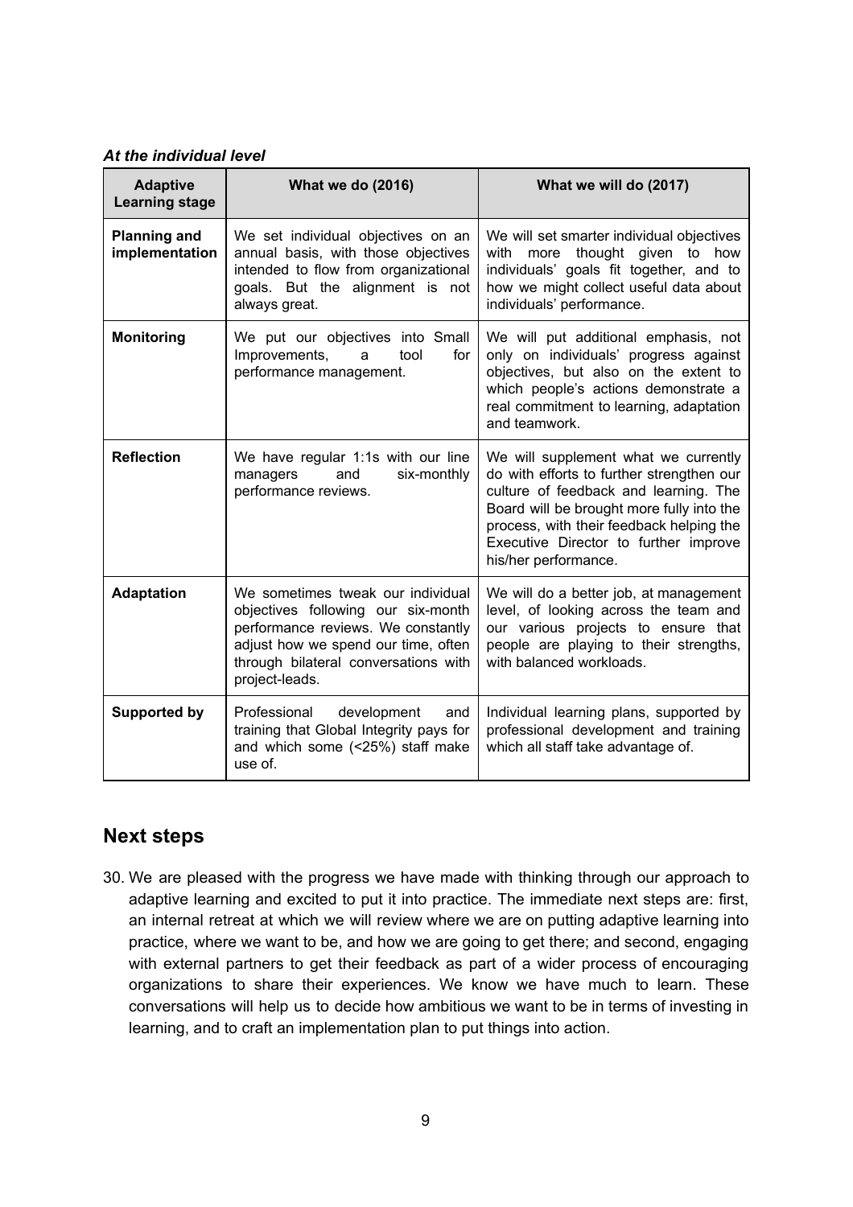***At the individual level***

| Adaptive Learning stage | What we do (2016) | What we will do (2017) |
|---|---|---|
| **Planning and implementation** | We set individual objectives on an annual basis, with those objectives intended to flow from organizational goals. But the alignment is not always great. | We will set smarter individual objectives with more thought given to how individuals' goals fit together, and to how we might collect useful data about individuals' performance. |
| **Monitoring** | We put our objectives into Small Improvements, a tool for performance management. | We will put additional emphasis, not only on individuals' progress against objectives, but also on the extent to which people's actions demonstrate a real commitment to learning, adaptation and teamwork. |
| **Reflection** | We have regular 1:1s with our line managers and six-monthly performance reviews. | We will supplement what we currently do with efforts to further strengthen our culture of feedback and learning. The Board will be brought more fully into the process, with their feedback helping the Executive Director to further improve his/her performance. |
| **Adaptation** | We sometimes tweak our individual objectives following our six-month performance reviews. We constantly adjust how we spend our time, often through bilateral conversations with project-leads. | We will do a better job, at management level, of looking across the team and our various projects to ensure that people are playing to their strengths, with balanced workloads. |
| **Supported by** | Professional development and training that Global Integrity pays for and which some (<25%) staff make use of. | Individual learning plans, supported by professional development and training which all staff take advantage of. |

## Next steps

30. We are pleased with the progress we have made with thinking through our approach to adaptive learning and excited to put it into practice. The immediate next steps are: first, an internal retreat at which we will review where we are on putting adaptive learning into practice, where we want to be, and how we are going to get there; and second, engaging with external partners to get their feedback as part of a wider process of encouraging organizations to share their experiences. We know we have much to learn. These conversations will help us to decide how ambitious we want to be in terms of investing in learning, and to craft an implementation plan to put things into action.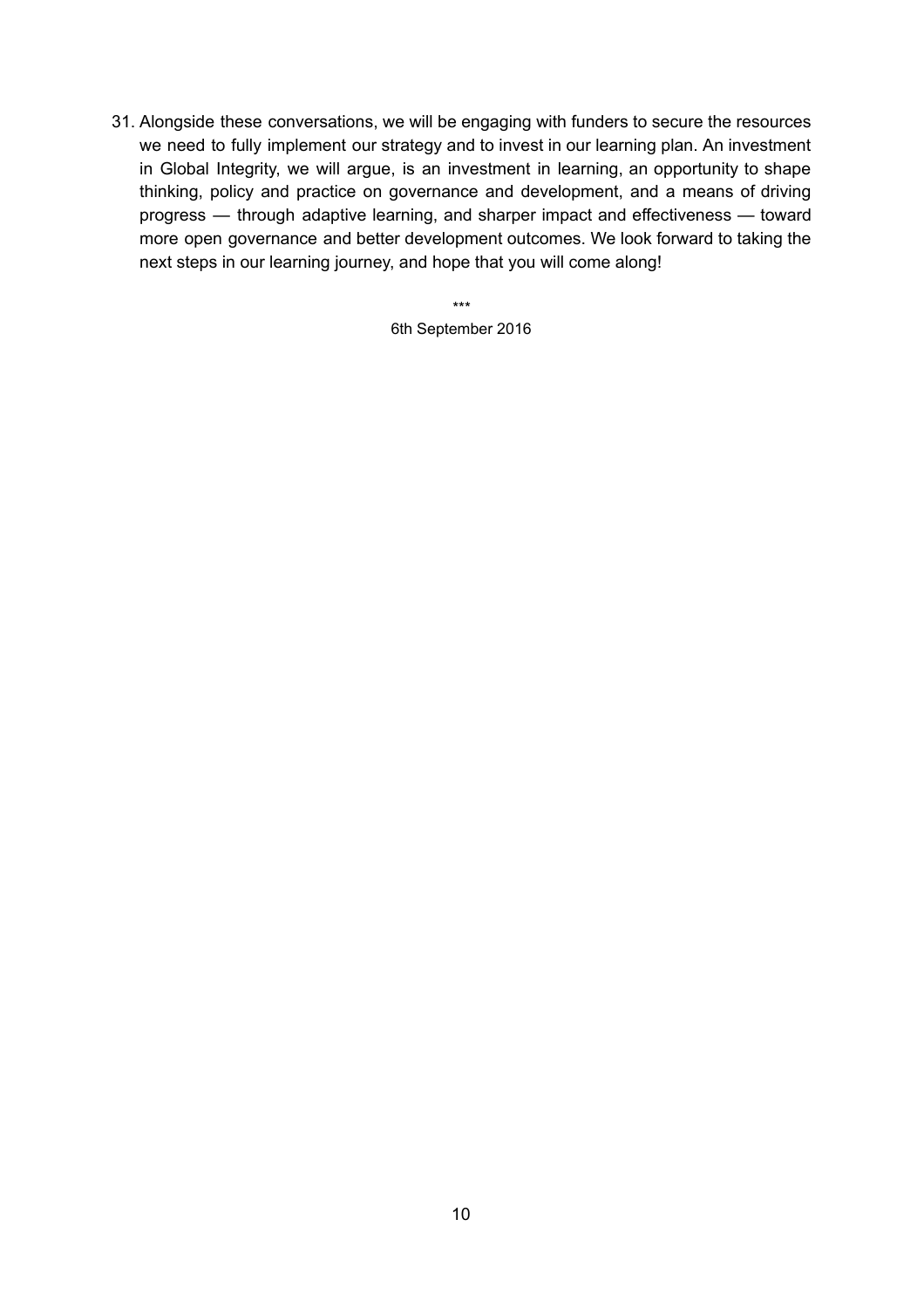31. Alongside these conversations, we will be engaging with funders to secure the resources we need to fully implement our strategy and to invest in our learning plan. An investment in Global Integrity, we will argue, is an investment in learning, an opportunity to shape thinking, policy and practice on governance and development, and a means of driving progress — through adaptive learning, and sharper impact and effectiveness — toward more open governance and better development outcomes. We look forward to taking the next steps in our learning journey, and hope that you will come along!

***

6th September 2016